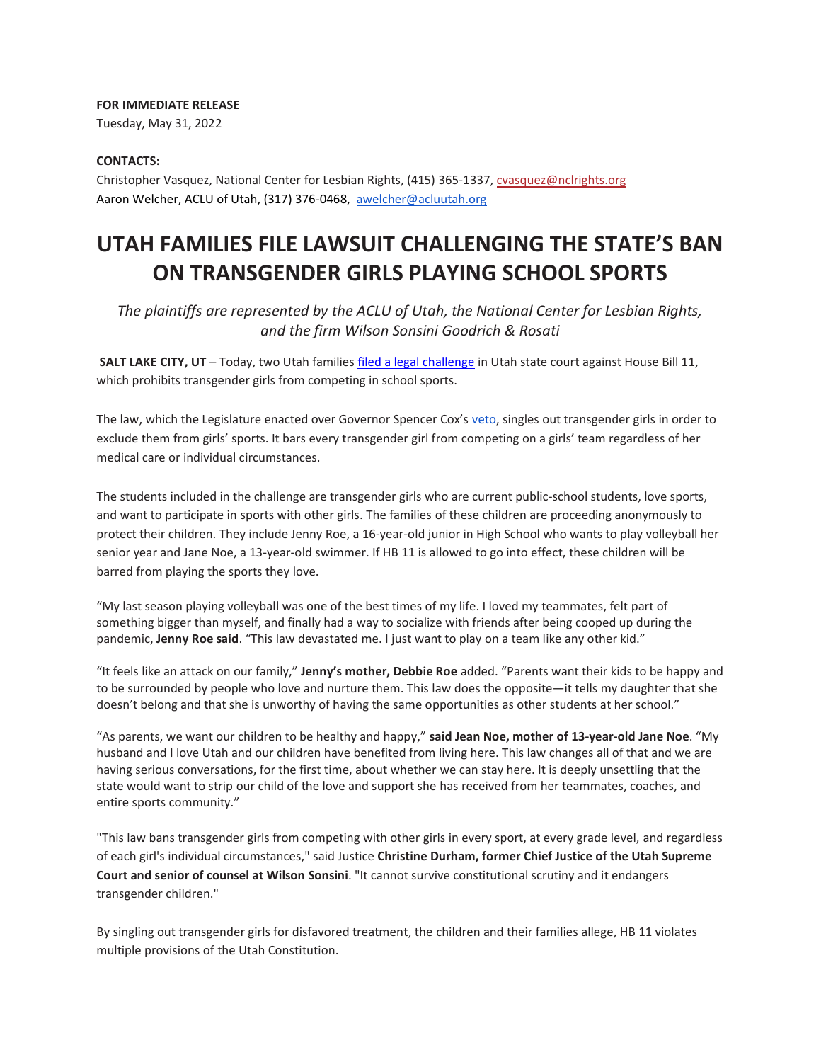**FOR IMMEDIATE RELEASE**
Tuesday, May 31, 2022

**CONTACTS:**
Christopher Vasquez, National Center for Lesbian Rights, (415) 365-1337, cvasquez@nclrights.org
Aaron Welcher, ACLU of Utah, (317) 376-0468, awelcher@acluutah.org

# UTAH FAMILIES FILE LAWSUIT CHALLENGING THE STATE'S BAN ON TRANSGENDER GIRLS PLAYING SCHOOL SPORTS

*The plaintiffs are represented by the ACLU of Utah, the National Center for Lesbian Rights, and the firm Wilson Sonsini Goodrich & Rosati*

**SALT LAKE CITY, UT** – Today, two Utah families filed a legal challenge in Utah state court against House Bill 11, which prohibits transgender girls from competing in school sports.

The law, which the Legislature enacted over Governor Spencer Cox's veto, singles out transgender girls in order to exclude them from girls' sports. It bars every transgender girl from competing on a girls' team regardless of her medical care or individual circumstances.

The students included in the challenge are transgender girls who are current public-school students, love sports, and want to participate in sports with other girls. The families of these children are proceeding anonymously to protect their children. They include Jenny Roe, a 16-year-old junior in High School who wants to play volleyball her senior year and Jane Noe, a 13-year-old swimmer. If HB 11 is allowed to go into effect, these children will be barred from playing the sports they love.

"My last season playing volleyball was one of the best times of my life. I loved my teammates, felt part of something bigger than myself, and finally had a way to socialize with friends after being cooped up during the pandemic, **Jenny Roe said**. "This law devastated me. I just want to play on a team like any other kid."

"It feels like an attack on our family," **Jenny's mother, Debbie Roe** added. "Parents want their kids to be happy and to be surrounded by people who love and nurture them. This law does the opposite—it tells my daughter that she doesn't belong and that she is unworthy of having the same opportunities as other students at her school."

"As parents, we want our children to be healthy and happy," **said Jean Noe, mother of 13-year-old Jane Noe**. "My husband and I love Utah and our children have benefited from living here. This law changes all of that and we are having serious conversations, for the first time, about whether we can stay here. It is deeply unsettling that the state would want to strip our child of the love and support she has received from her teammates, coaches, and entire sports community."

"This law bans transgender girls from competing with other girls in every sport, at every grade level, and regardless of each girl's individual circumstances," said Justice **Christine Durham, former Chief Justice of the Utah Supreme Court and senior of counsel at Wilson Sonsini**. "It cannot survive constitutional scrutiny and it endangers transgender children."

By singling out transgender girls for disfavored treatment, the children and their families allege, HB 11 violates multiple provisions of the Utah Constitution.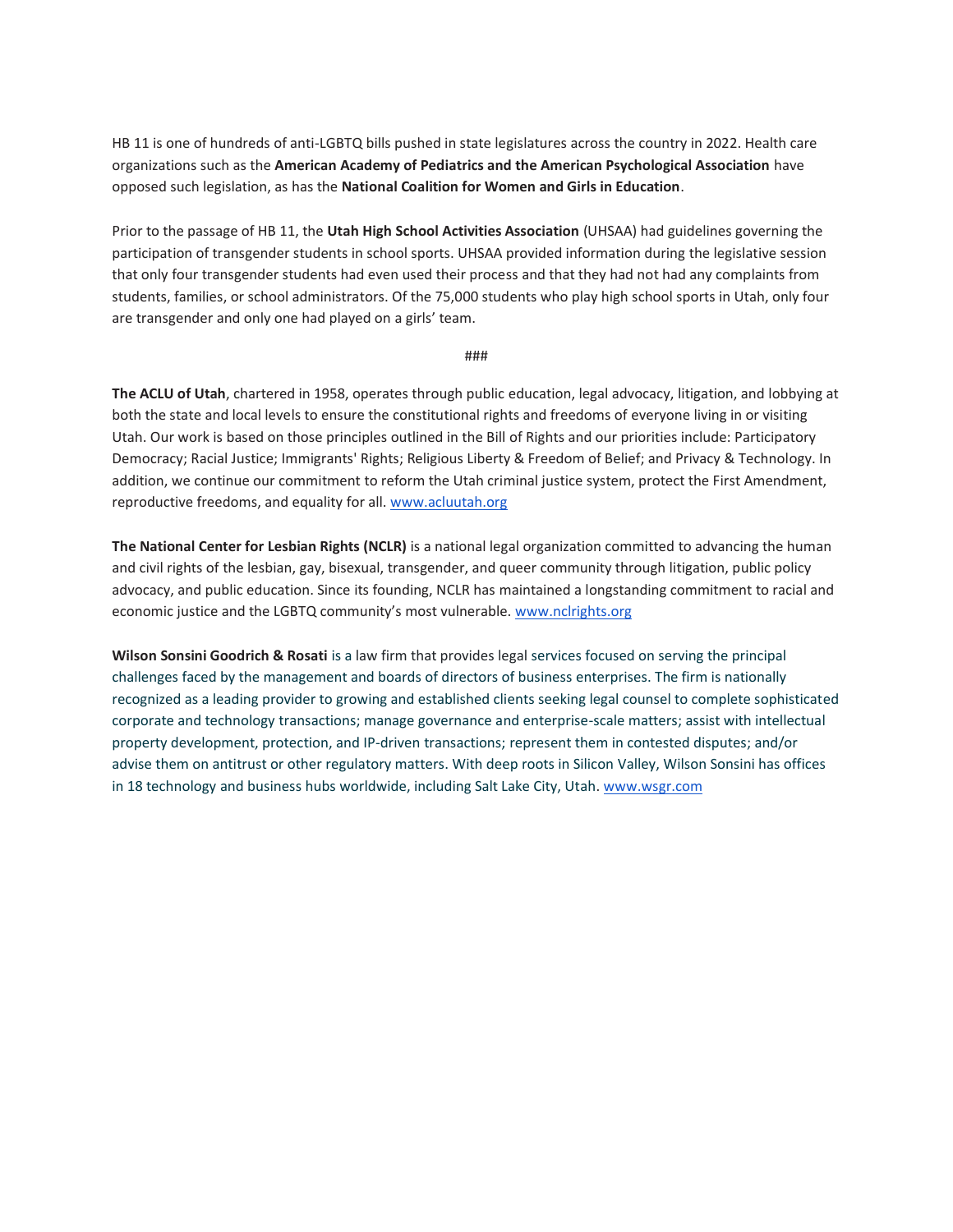HB 11 is one of hundreds of anti-LGBTQ bills pushed in state legislatures across the country in 2022. Health care organizations such as the **American Academy of Pediatrics and the American Psychological Association** have opposed such legislation, as has the **National Coalition for Women and Girls in Education**.

Prior to the passage of HB 11, the **Utah High School Activities Association** (UHSAA) had guidelines governing the participation of transgender students in school sports. UHSAA provided information during the legislative session that only four transgender students had even used their process and that they had not had any complaints from students, families, or school administrators. Of the 75,000 students who play high school sports in Utah, only four are transgender and only one had played on a girls' team.

###

**The ACLU of Utah**, chartered in 1958, operates through public education, legal advocacy, litigation, and lobbying at both the state and local levels to ensure the constitutional rights and freedoms of everyone living in or visiting Utah. Our work is based on those principles outlined in the Bill of Rights and our priorities include: Participatory Democracy; Racial Justice; Immigrants' Rights; Religious Liberty & Freedom of Belief; and Privacy & Technology. In addition, we continue our commitment to reform the Utah criminal justice system, protect the First Amendment, reproductive freedoms, and equality for all. [www.acluutah.org](www.acluutah.org)

**The National Center for Lesbian Rights (NCLR)** is a national legal organization committed to advancing the human and civil rights of the lesbian, gay, bisexual, transgender, and queer community through litigation, public policy advocacy, and public education. Since its founding, NCLR has maintained a longstanding commitment to racial and economic justice and the LGBTQ community's most vulnerable. [www.nclrights.org](www.nclrights.org)

**Wilson Sonsini Goodrich & Rosati** is a law firm that provides legal services focused on serving the principal challenges faced by the management and boards of directors of business enterprises. The firm is nationally recognized as a leading provider to growing and established clients seeking legal counsel to complete sophisticated corporate and technology transactions; manage governance and enterprise-scale matters; assist with intellectual property development, protection, and IP-driven transactions; represent them in contested disputes; and/or advise them on antitrust or other regulatory matters. With deep roots in Silicon Valley, Wilson Sonsini has offices in 18 technology and business hubs worldwide, including Salt Lake City, Utah. [www.wsgr.com](www.wsgr.com)